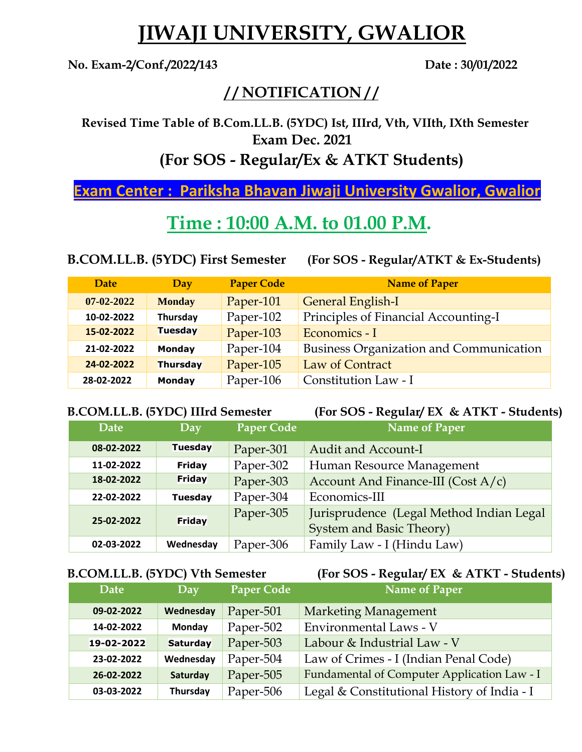# JIWAJI UNIVERSITY, GWALIOR

**No. Exam-2/Conf./2022/143** **Date : 30/01/2022**

## // NOTIFICATION //

**Revised Time Table of B.Com.LL.B. (5YDC) Ist, IIIrd, Vth, VIIth, IXth Semester**
**Exam Dec. 2021**
**(For SOS - Regular/Ex & ATKT Students)**

**Exam Center : Pariksha Bhavan Jiwaji University Gwalior, Gwalior**

## Time : 10:00 A.M. to 01.00 P.M.

**B.COM.LL.B. (5YDC) First Semester** **(For SOS - Regular/ATKT & Ex-Students)**

| Date | Day | Paper Code | Name of Paper |
|---|---|---|---|
| 07-02-2022 | Monday | Paper-101 | General English-I |
| 10-02-2022 | Thursday | Paper-102 | Principles of Financial Accounting-I |
| 15-02-2022 | Tuesday | Paper-103 | Economics - I |
| 21-02-2022 | Monday | Paper-104 | Business Organization and Communication |
| 24-02-2022 | Thursday | Paper-105 | Law of Contract |
| 28-02-2022 | Monday | Paper-106 | Constitution Law - I |

**B.COM.LL.B. (5YDC) IIIrd Semester** **(For SOS - Regular/ EX & ATKT - Students)**

| Date | Day | Paper Code | Name of Paper |
|---|---|---|---|
| 08-02-2022 | Tuesday | Paper-301 | Audit and Account-I |
| 11-02-2022 | Friday | Paper-302 | Human Resource Management |
| 18-02-2022 | Friday | Paper-303 | Account And Finance-III (Cost A/c) |
| 22-02-2022 | Tuesday | Paper-304 | Economics-III |
| 25-02-2022 | Friday | Paper-305 | Jurisprudence (Legal Method Indian Legal System and Basic Theory) |
| 02-03-2022 | Wednesday | Paper-306 | Family Law - I (Hindu Law) |

**B.COM.LL.B. (5YDC) Vth Semester** **(For SOS - Regular/ EX & ATKT - Students)**

| Date | Day | Paper Code | Name of Paper |
|---|---|---|---|
| 09-02-2022 | Wednesday | Paper-501 | Marketing Management |
| 14-02-2022 | Monday | Paper-502 | Environmental Laws - V |
| 19-02-2022 | Saturday | Paper-503 | Labour & Industrial Law - V |
| 23-02-2022 | Wednesday | Paper-504 | Law of Crimes - I (Indian Penal Code) |
| 26-02-2022 | Saturday | Paper-505 | Fundamental of Computer Application Law - I |
| 03-03-2022 | Thursday | Paper-506 | Legal & Constitutional History of India - I |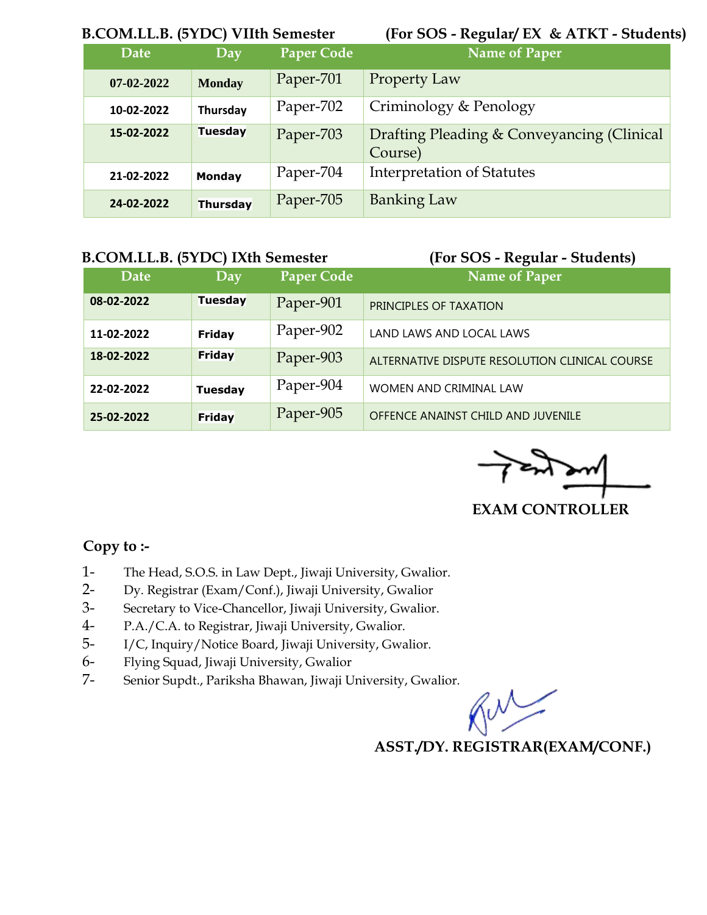**B.COM.LL.B. (5YDC) VIIth Semester** **(For SOS - Regular/ EX & ATKT - Students)**

| Date | Day | Paper Code | Name of Paper |
|---|---|---|---|
| 07-02-2022 | Monday | Paper-701 | Property Law |
| 10-02-2022 | Thursday | Paper-702 | Criminology & Penology |
| 15-02-2022 | Tuesday | Paper-703 | Drafting Pleading & Conveyancing (Clinical Course) |
| 21-02-2022 | Monday | Paper-704 | Interpretation of Statutes |
| 24-02-2022 | Thursday | Paper-705 | Banking Law |

**B.COM.LL.B. (5YDC) IXth Semester** **(For SOS - Regular - Students)**

| Date | Day | Paper Code | Name of Paper |
|---|---|---|---|
| 08-02-2022 | Tuesday | Paper-901 | PRINCIPLES OF TAXATION |
| 11-02-2022 | Friday | Paper-902 | LAND LAWS AND LOCAL LAWS |
| 18-02-2022 | Friday | Paper-903 | ALTERNATIVE DISPUTE RESOLUTION CLINICAL COURSE |
| 22-02-2022 | Tuesday | Paper-904 | WOMEN AND CRIMINAL LAW |
| 25-02-2022 | Friday | Paper-905 | OFFENCE ANAINST CHILD AND JUVENILE |

**EXAM CONTROLLER**

**Copy to :-**

1- The Head, S.O.S. in Law Dept., Jiwaji University, Gwalior.
2- Dy. Registrar (Exam/Conf.), Jiwaji University, Gwalior
3- Secretary to Vice-Chancellor, Jiwaji University, Gwalior.
4- P.A./C.A. to Registrar, Jiwaji University, Gwalior.
5- I/C, Inquiry/Notice Board, Jiwaji University, Gwalior.
6- Flying Squad, Jiwaji University, Gwalior
7- Senior Supdt., Pariksha Bhawan, Jiwaji University, Gwalior.

**ASST./DY. REGISTRAR(EXAM/CONF.)**